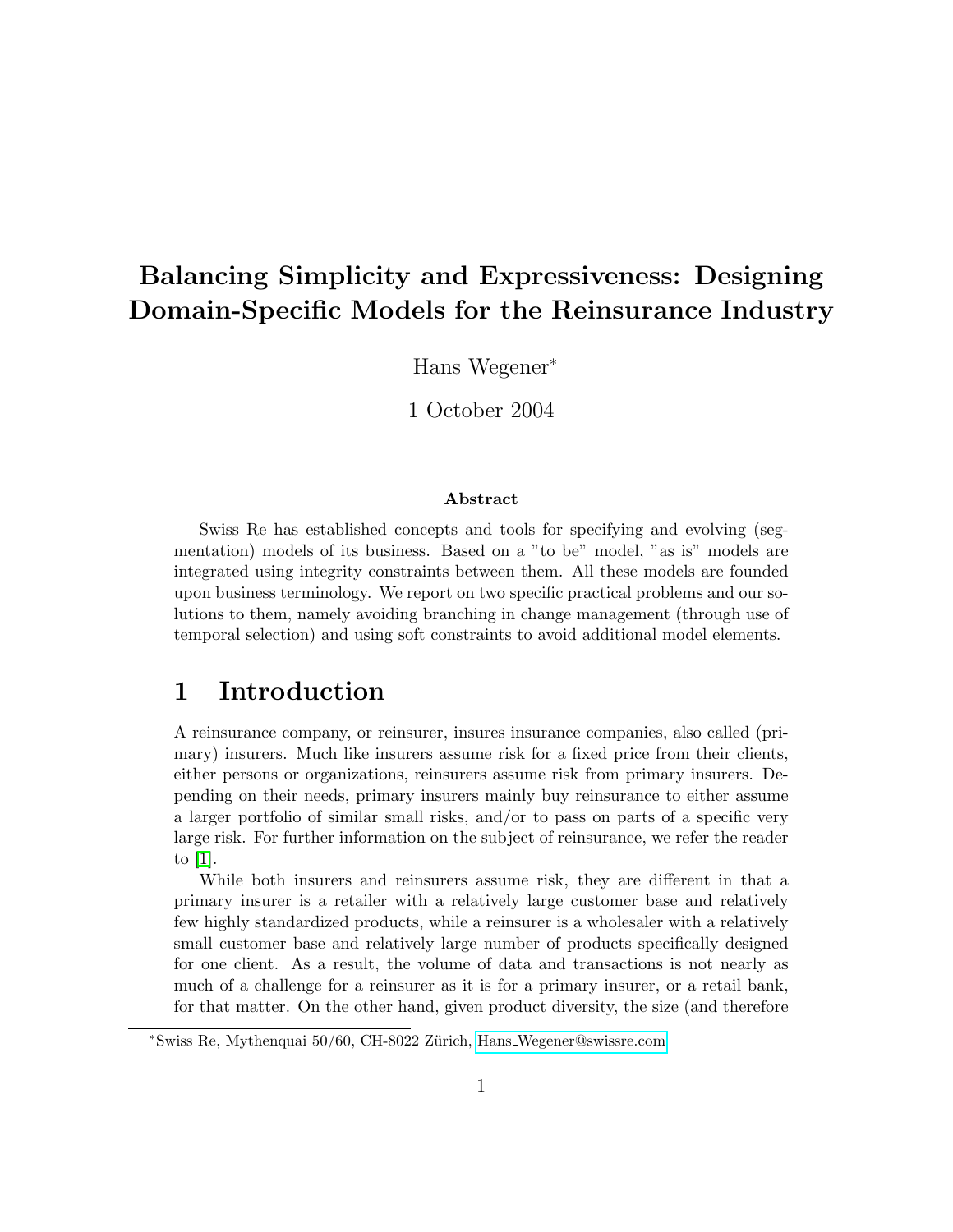# Balancing Simplicity and Expressiveness: Designing Domain-Specific Models for the Reinsurance Industry

Hans Wegener*

1 October 2004

### Abstract

Swiss Re has established concepts and tools for specifying and evolving (segmentation) models of its business. Based on a "to be" model, "as is" models are integrated using integrity constraints between them. All these models are founded upon business terminology. We report on two specific practical problems and our solutions to them, namely avoiding branching in change management (through use of temporal selection) and using soft constraints to avoid additional model elements.

## 1 Introduction

A reinsurance company, or reinsurer, insures insurance companies, also called (primary) insurers. Much like insurers assume risk for a fixed price from their clients, either persons or organizations, reinsurers assume risk from primary insurers. Depending on their needs, primary insurers mainly buy reinsurance to either assume a larger portfolio of similar small risks, and/or to pass on parts of a specific very large risk. For further information on the subject of reinsurance, we refer the reader to [1].

While both insurers and reinsurers assume risk, they are different in that a primary insurer is a retailer with a relatively large customer base and relatively few highly standardized products, while a reinsurer is a wholesaler with a relatively small customer base and relatively large number of products specifically designed for one client. As a result, the volume of data and transactions is not nearly as much of a challenge for a reinsurer as it is for a primary insurer, or a retail bank, for that matter. On the other hand, given product diversity, the size (and therefore

*Swiss Re, Mythenquai 50/60, CH-8022 Zürich, Hans_Wegener@swissre.com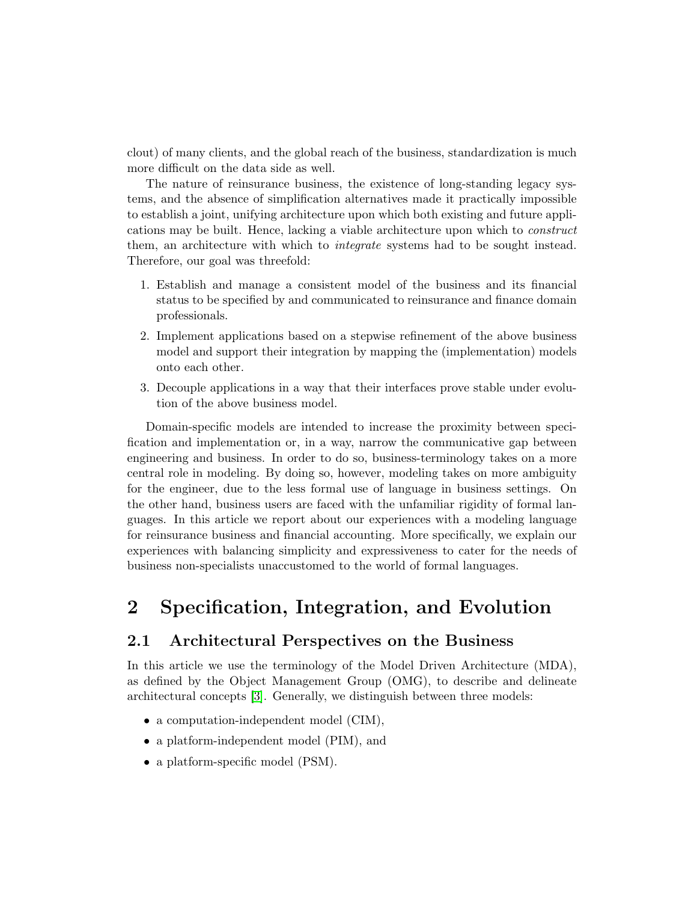clout) of many clients, and the global reach of the business, standardization is much more difficult on the data side as well.

The nature of reinsurance business, the existence of long-standing legacy systems, and the absence of simplification alternatives made it practically impossible to establish a joint, unifying architecture upon which both existing and future applications may be built. Hence, lacking a viable architecture upon which to *construct* them, an architecture with which to *integrate* systems had to be sought instead. Therefore, our goal was threefold:

1. Establish and manage a consistent model of the business and its financial status to be specified by and communicated to reinsurance and finance domain professionals.
2. Implement applications based on a stepwise refinement of the above business model and support their integration by mapping the (implementation) models onto each other.
3. Decouple applications in a way that their interfaces prove stable under evolution of the above business model.

Domain-specific models are intended to increase the proximity between specification and implementation or, in a way, narrow the communicative gap between engineering and business. In order to do so, business-terminology takes on a more central role in modeling. By doing so, however, modeling takes on more ambiguity for the engineer, due to the less formal use of language in business settings. On the other hand, business users are faced with the unfamiliar rigidity of formal languages. In this article we report about our experiences with a modeling language for reinsurance business and financial accounting. More specifically, we explain our experiences with balancing simplicity and expressiveness to cater for the needs of business non-specialists unaccustomed to the world of formal languages.

# 2 Specification, Integration, and Evolution

## 2.1 Architectural Perspectives on the Business

In this article we use the terminology of the Model Driven Architecture (MDA), as defined by the Object Management Group (OMG), to describe and delineate architectural concepts [3]. Generally, we distinguish between three models:

- a computation-independent model (CIM),
- a platform-independent model (PIM), and
- a platform-specific model (PSM).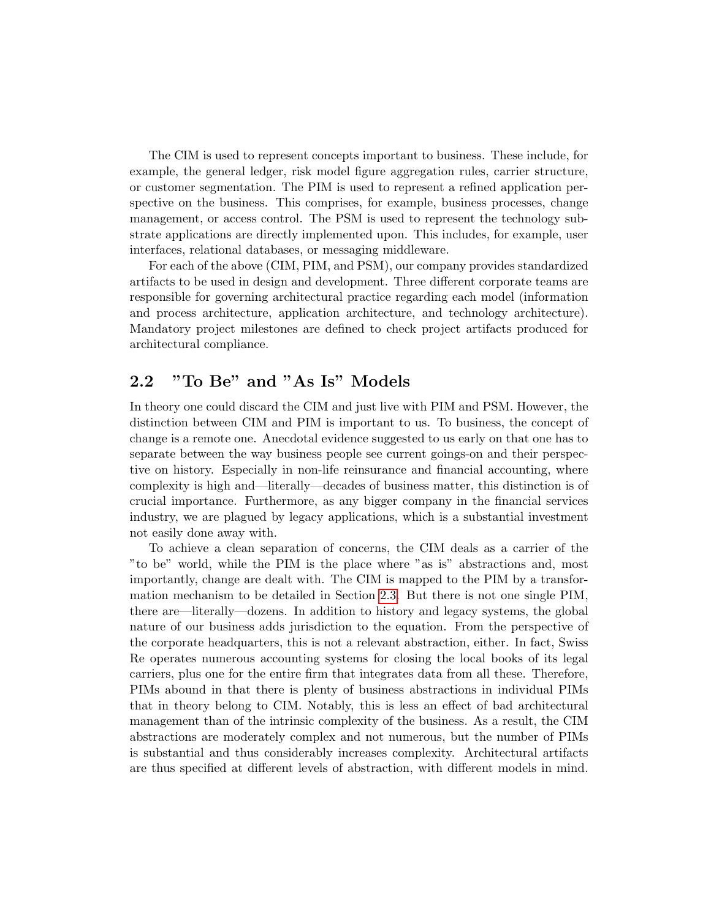The CIM is used to represent concepts important to business. These include, for example, the general ledger, risk model figure aggregation rules, carrier structure, or customer segmentation. The PIM is used to represent a refined application perspective on the business. This comprises, for example, business processes, change management, or access control. The PSM is used to represent the technology substrate applications are directly implemented upon. This includes, for example, user interfaces, relational databases, or messaging middleware.

For each of the above (CIM, PIM, and PSM), our company provides standardized artifacts to be used in design and development. Three different corporate teams are responsible for governing architectural practice regarding each model (information and process architecture, application architecture, and technology architecture). Mandatory project milestones are defined to check project artifacts produced for architectural compliance.

## 2.2 "To Be" and "As Is" Models

In theory one could discard the CIM and just live with PIM and PSM. However, the distinction between CIM and PIM is important to us. To business, the concept of change is a remote one. Anecdotal evidence suggested to us early on that one has to separate between the way business people see current goings-on and their perspective on history. Especially in non-life reinsurance and financial accounting, where complexity is high and—literally—decades of business matter, this distinction is of crucial importance. Furthermore, as any bigger company in the financial services industry, we are plagued by legacy applications, which is a substantial investment not easily done away with.

To achieve a clean separation of concerns, the CIM deals as a carrier of the "to be" world, while the PIM is the place where "as is" abstractions and, most importantly, change are dealt with. The CIM is mapped to the PIM by a transformation mechanism to be detailed in Section 2.3. But there is not one single PIM, there are—literally—dozens. In addition to history and legacy systems, the global nature of our business adds jurisdiction to the equation. From the perspective of the corporate headquarters, this is not a relevant abstraction, either. In fact, Swiss Re operates numerous accounting systems for closing the local books of its legal carriers, plus one for the entire firm that integrates data from all these. Therefore, PIMs abound in that there is plenty of business abstractions in individual PIMs that in theory belong to CIM. Notably, this is less an effect of bad architectural management than of the intrinsic complexity of the business. As a result, the CIM abstractions are moderately complex and not numerous, but the number of PIMs is substantial and thus considerably increases complexity. Architectural artifacts are thus specified at different levels of abstraction, with different models in mind.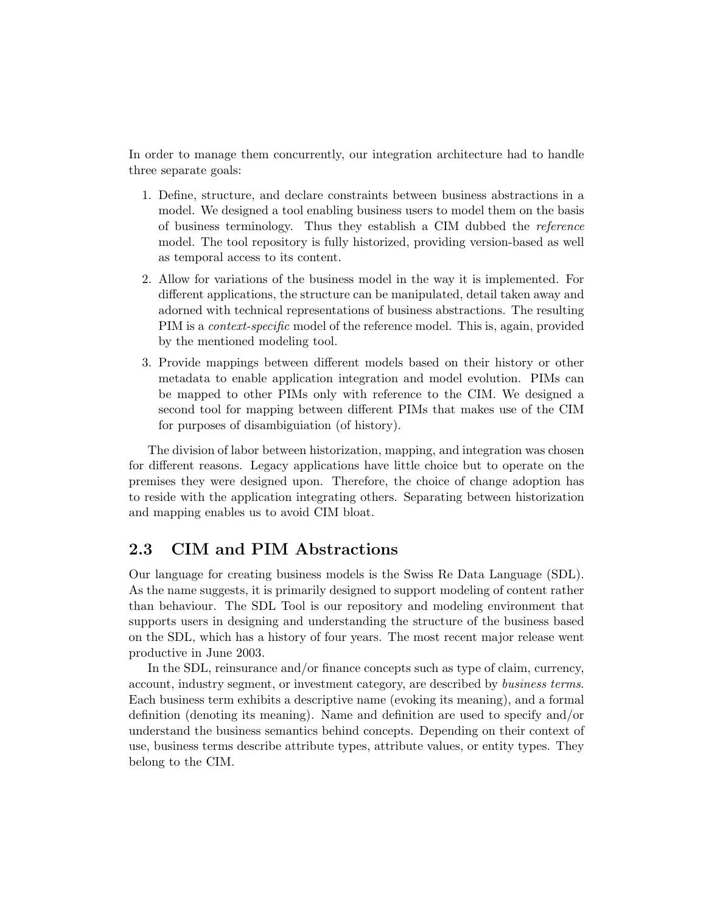In order to manage them concurrently, our integration architecture had to handle three separate goals:

1. Define, structure, and declare constraints between business abstractions in a model. We designed a tool enabling business users to model them on the basis of business terminology. Thus they establish a CIM dubbed the *reference* model. The tool repository is fully historized, providing version-based as well as temporal access to its content.
2. Allow for variations of the business model in the way it is implemented. For different applications, the structure can be manipulated, detail taken away and adorned with technical representations of business abstractions. The resulting PIM is a *context-specific* model of the reference model. This is, again, provided by the mentioned modeling tool.
3. Provide mappings between different models based on their history or other metadata to enable application integration and model evolution. PIMs can be mapped to other PIMs only with reference to the CIM. We designed a second tool for mapping between different PIMs that makes use of the CIM for purposes of disambiguiation (of history).

The division of labor between historization, mapping, and integration was chosen for different reasons. Legacy applications have little choice but to operate on the premises they were designed upon. Therefore, the choice of change adoption has to reside with the application integrating others. Separating between historization and mapping enables us to avoid CIM bloat.

## 2.3 CIM and PIM Abstractions

Our language for creating business models is the Swiss Re Data Language (SDL). As the name suggests, it is primarily designed to support modeling of content rather than behaviour. The SDL Tool is our repository and modeling environment that supports users in designing and understanding the structure of the business based on the SDL, which has a history of four years. The most recent major release went productive in June 2003.

In the SDL, reinsurance and/or finance concepts such as type of claim, currency, account, industry segment, or investment category, are described by *business terms*. Each business term exhibits a descriptive name (evoking its meaning), and a formal definition (denoting its meaning). Name and definition are used to specify and/or understand the business semantics behind concepts. Depending on their context of use, business terms describe attribute types, attribute values, or entity types. They belong to the CIM.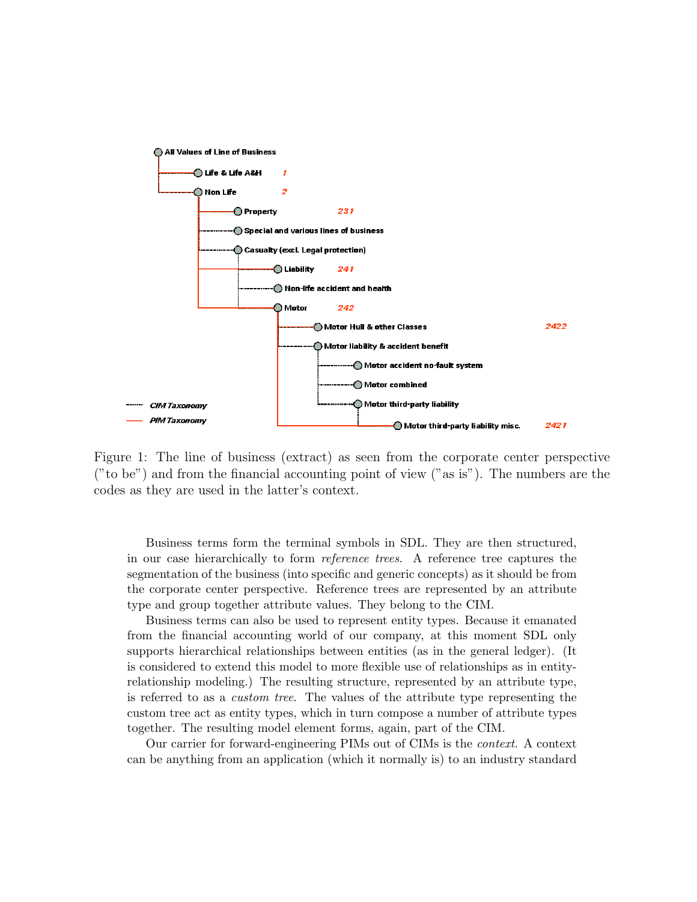Figure 1: The line of business (extract) as seen from the corporate center perspective ("to be") and from the financial accounting point of view ("as is"). The numbers are the codes as they are used in the latter's context.

Business terms form the terminal symbols in SDL. They are then structured, in our case hierarchically to form *reference trees*. A reference tree captures the segmentation of the business (into specific and generic concepts) as it should be from the corporate center perspective. Reference trees are represented by an attribute type and group together attribute values. They belong to the CIM.

Business terms can also be used to represent entity types. Because it emanated from the financial accounting world of our company, at this moment SDL only supports hierarchical relationships between entities (as in the general ledger). (It is considered to extend this model to more flexible use of relationships as in entity-relationship modeling.) The resulting structure, represented by an attribute type, is referred to as a *custom tree*. The values of the attribute type representing the custom tree act as entity types, which in turn compose a number of attribute types together. The resulting model element forms, again, part of the CIM.

Our carrier for forward-engineering PIMs out of CIMs is the *context*. A context can be anything from an application (which it normally is) to an industry standard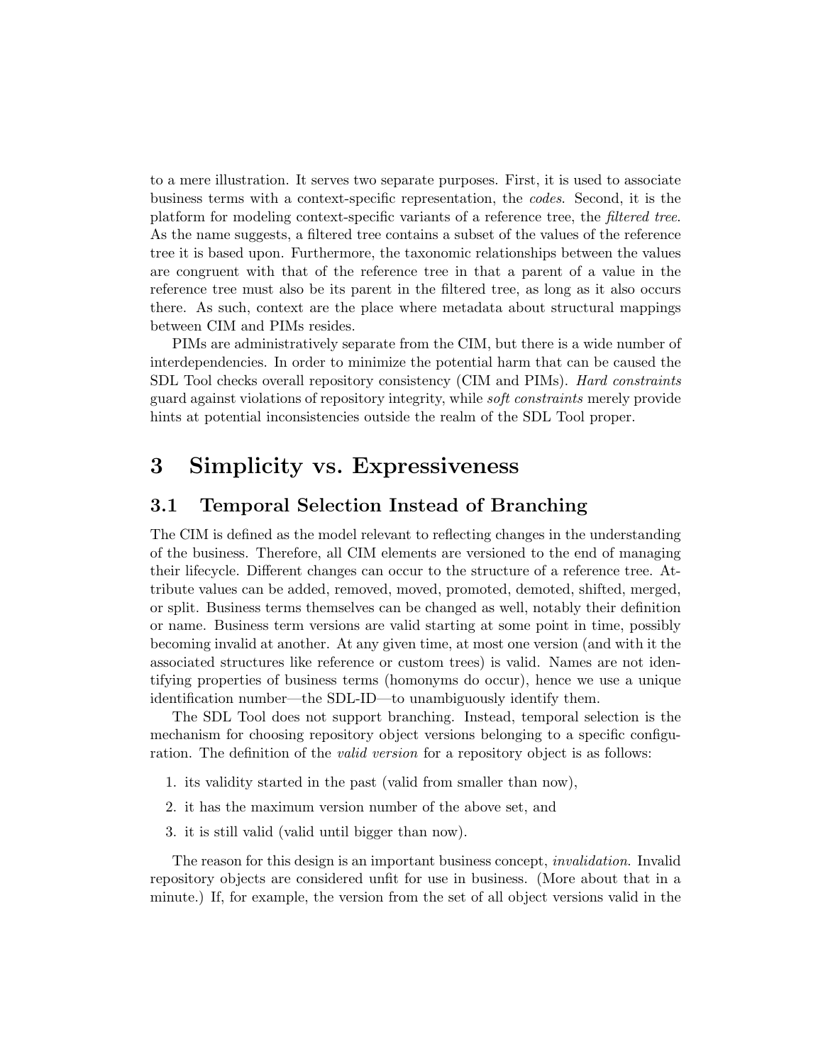to a mere illustration. It serves two separate purposes. First, it is used to associate business terms with a context-specific representation, the *codes*. Second, it is the platform for modeling context-specific variants of a reference tree, the *filtered tree*. As the name suggests, a filtered tree contains a subset of the values of the reference tree it is based upon. Furthermore, the taxonomic relationships between the values are congruent with that of the reference tree in that a parent of a value in the reference tree must also be its parent in the filtered tree, as long as it also occurs there. As such, context are the place where metadata about structural mappings between CIM and PIMs resides.

PIMs are administratively separate from the CIM, but there is a wide number of interdependencies. In order to minimize the potential harm that can be caused the SDL Tool checks overall repository consistency (CIM and PIMs). *Hard constraints* guard against violations of repository integrity, while *soft constraints* merely provide hints at potential inconsistencies outside the realm of the SDL Tool proper.

# 3 Simplicity vs. Expressiveness

## 3.1 Temporal Selection Instead of Branching

The CIM is defined as the model relevant to reflecting changes in the understanding of the business. Therefore, all CIM elements are versioned to the end of managing their lifecycle. Different changes can occur to the structure of a reference tree. Attribute values can be added, removed, moved, promoted, demoted, shifted, merged, or split. Business terms themselves can be changed as well, notably their definition or name. Business term versions are valid starting at some point in time, possibly becoming invalid at another. At any given time, at most one version (and with it the associated structures like reference or custom trees) is valid. Names are not identifying properties of business terms (homonyms do occur), hence we use a unique identification number—the SDL-ID—to unambiguously identify them.

The SDL Tool does not support branching. Instead, temporal selection is the mechanism for choosing repository object versions belonging to a specific configuration. The definition of the *valid version* for a repository object is as follows:

1. its validity started in the past (valid from smaller than now),
2. it has the maximum version number of the above set, and
3. it is still valid (valid until bigger than now).

The reason for this design is an important business concept, *invalidation*. Invalid repository objects are considered unfit for use in business. (More about that in a minute.) If, for example, the version from the set of all object versions valid in the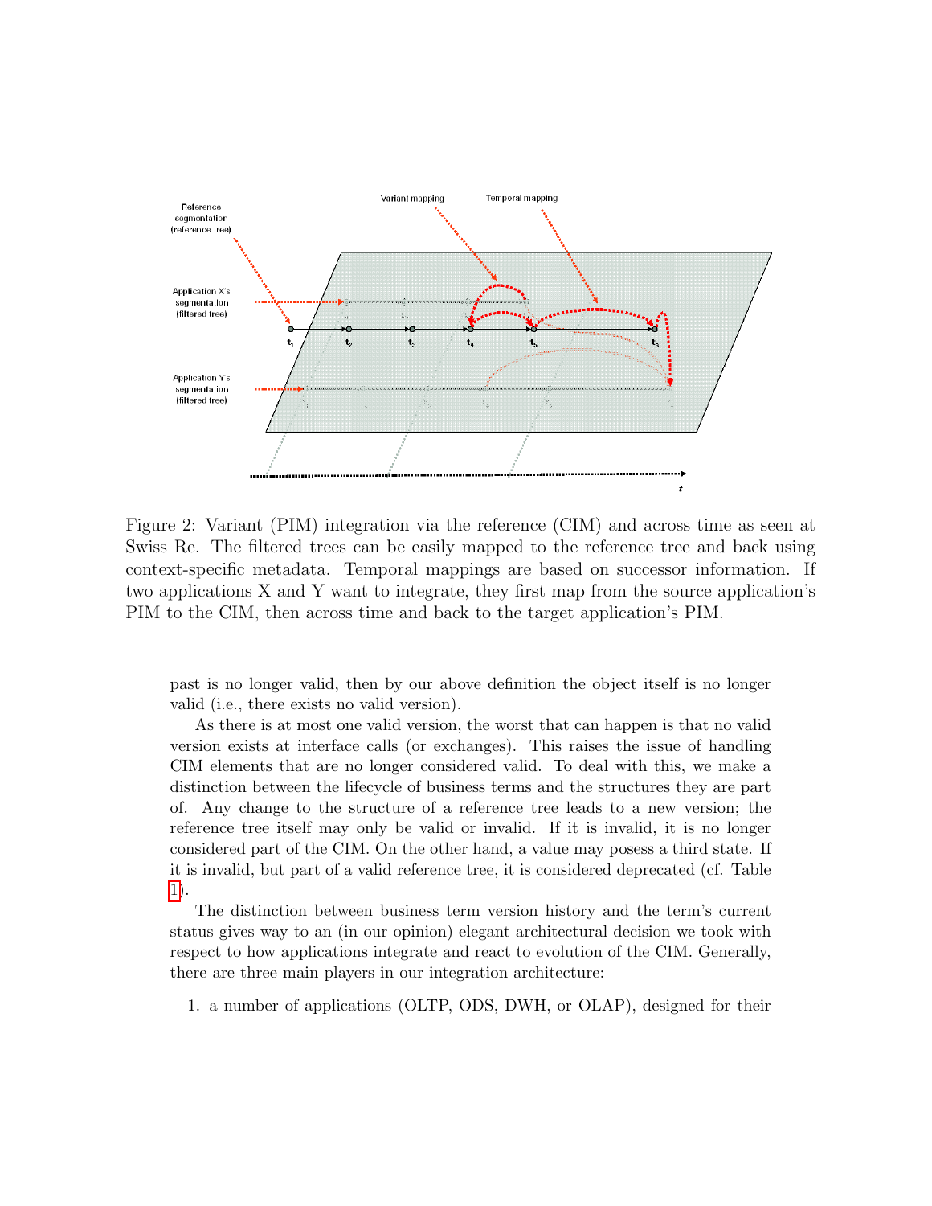Figure 2: Variant (PIM) integration via the reference (CIM) and across time as seen at Swiss Re. The filtered trees can be easily mapped to the reference tree and back using context-specific metadata. Temporal mappings are based on successor information. If two applications X and Y want to integrate, they first map from the source application's PIM to the CIM, then across time and back to the target application's PIM.

past is no longer valid, then by our above definition the object itself is no longer valid (i.e., there exists no valid version).

As there is at most one valid version, the worst that can happen is that no valid version exists at interface calls (or exchanges). This raises the issue of handling CIM elements that are no longer considered valid. To deal with this, we make a distinction between the lifecycle of business terms and the structures they are part of. Any change to the structure of a reference tree leads to a new version; the reference tree itself may only be valid or invalid. If it is invalid, it is no longer considered part of the CIM. On the other hand, a value may posess a third state. If it is invalid, but part of a valid reference tree, it is considered deprecated (cf. Table 1).

The distinction between business term version history and the term's current status gives way to an (in our opinion) elegant architectural decision we took with respect to how applications integrate and react to evolution of the CIM. Generally, there are three main players in our integration architecture:

1. a number of applications (OLTP, ODS, DWH, or OLAP), designed for their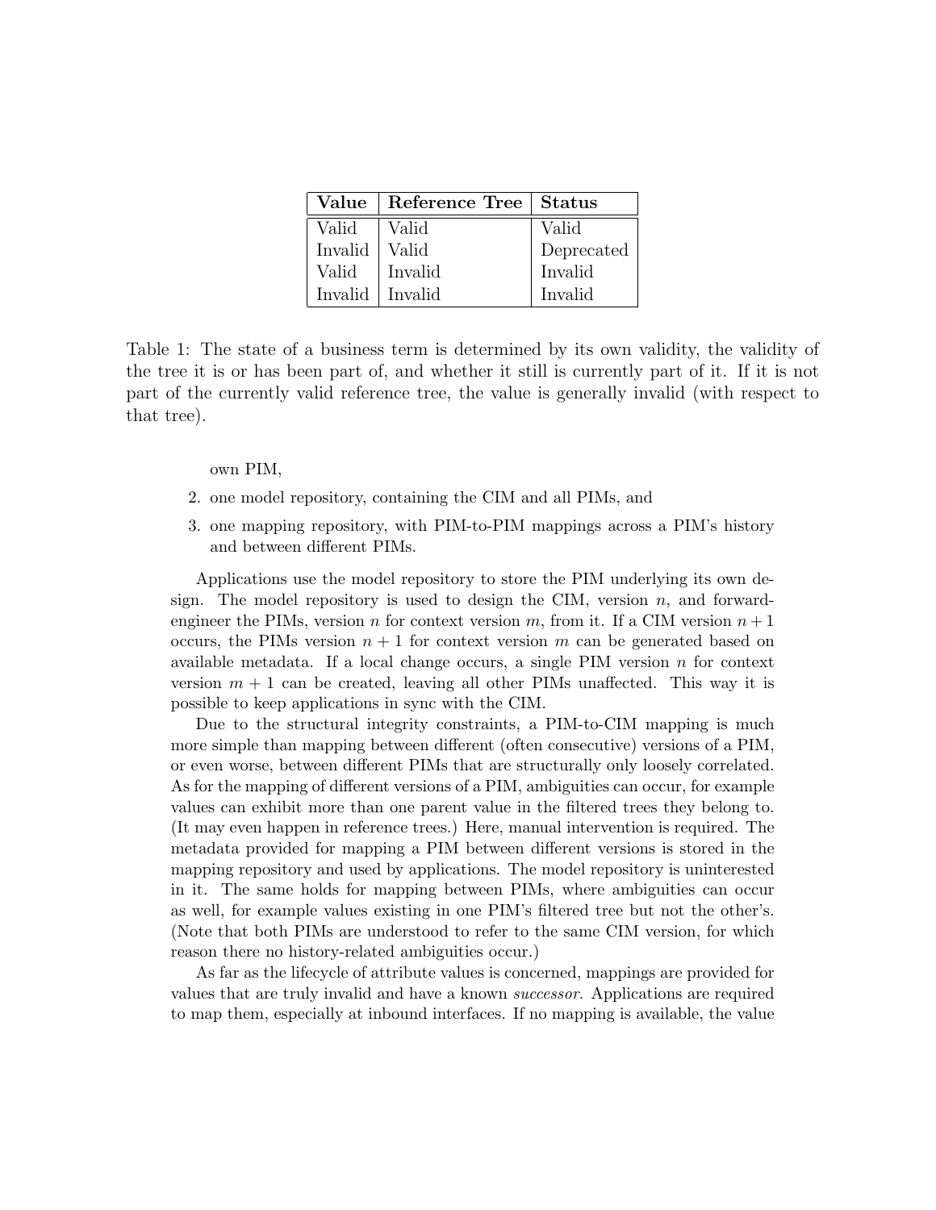| Value | Reference Tree | Status |
| --- | --- | --- |
| Valid | Valid | Valid |
| Invalid | Valid | Deprecated |
| Valid | Invalid | Invalid |
| Invalid | Invalid | Invalid |

Table 1: The state of a business term is determined by its own validity, the validity of the tree it is or has been part of, and whether it still is currently part of it. If it is not part of the currently valid reference tree, the value is generally invalid (with respect to that tree).

own PIM,

2. one model repository, containing the CIM and all PIMs, and
3. one mapping repository, with PIM-to-PIM mappings across a PIM's history and between different PIMs.

Applications use the model repository to store the PIM underlying its own design. The model repository is used to design the CIM, version $n$, and forward-engineer the PIMs, version $n$ for context version $m$, from it. If a CIM version $n+1$ occurs, the PIMs version $n+1$ for context version $m$ can be generated based on available metadata. If a local change occurs, a single PIM version $n$ for context version $m+1$ can be created, leaving all other PIMs unaffected. This way it is possible to keep applications in sync with the CIM.

Due to the structural integrity constraints, a PIM-to-CIM mapping is much more simple than mapping between different (often consecutive) versions of a PIM, or even worse, between different PIMs that are structurally only loosely correlated. As for the mapping of different versions of a PIM, ambiguities can occur, for example values can exhibit more than one parent value in the filtered trees they belong to. (It may even happen in reference trees.) Here, manual intervention is required. The metadata provided for mapping a PIM between different versions is stored in the mapping repository and used by applications. The model repository is uninterested in it. The same holds for mapping between PIMs, where ambiguities can occur as well, for example values existing in one PIM's filtered tree but not the other's. (Note that both PIMs are understood to refer to the same CIM version, for which reason there no history-related ambiguities occur.)

As far as the lifecycle of attribute values is concerned, mappings are provided for values that are truly invalid and have a known *successor*. Applications are required to map them, especially at inbound interfaces. If no mapping is available, the value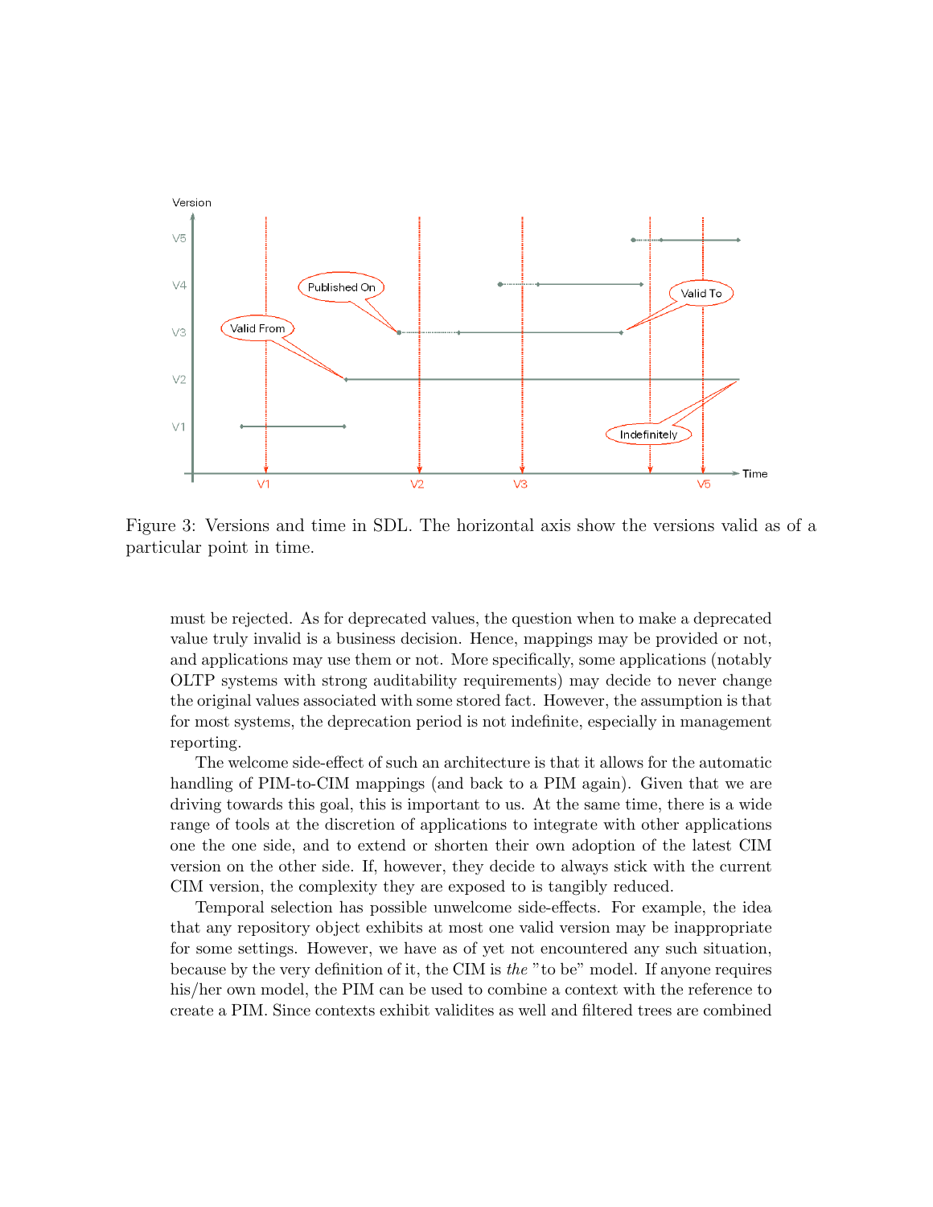Figure 3: Versions and time in SDL. The horizontal axis show the versions valid as of a particular point in time.

must be rejected. As for deprecated values, the question when to make a deprecated value truly invalid is a business decision. Hence, mappings may be provided or not, and applications may use them or not. More specifically, some applications (notably OLTP systems with strong auditability requirements) may decide to never change the original values associated with some stored fact. However, the assumption is that for most systems, the deprecation period is not indefinite, especially in management reporting.

The welcome side-effect of such an architecture is that it allows for the automatic handling of PIM-to-CIM mappings (and back to a PIM again). Given that we are driving towards this goal, this is important to us. At the same time, there is a wide range of tools at the discretion of applications to integrate with other applications one the one side, and to extend or shorten their own adoption of the latest CIM version on the other side. If, however, they decide to always stick with the current CIM version, the complexity they are exposed to is tangibly reduced.

Temporal selection has possible unwelcome side-effects. For example, the idea that any repository object exhibits at most one valid version may be inappropriate for some settings. However, we have as of yet not encountered any such situation, because by the very definition of it, the CIM is *the* "to be" model. If anyone requires his/her own model, the PIM can be used to combine a context with the reference to create a PIM. Since contexts exhibit validites as well and filtered trees are combined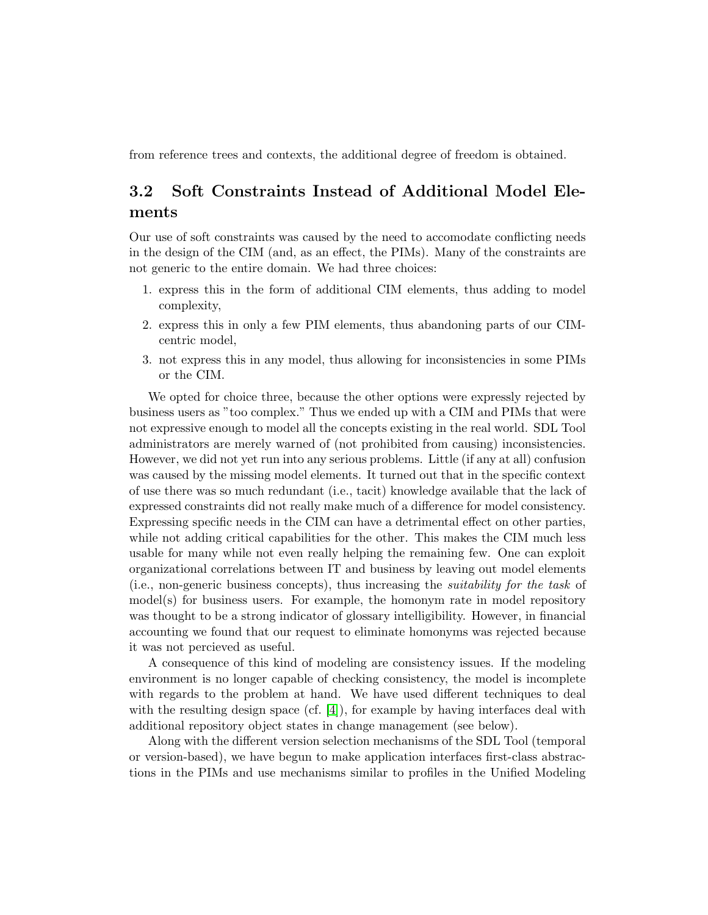from reference trees and contexts, the additional degree of freedom is obtained.

### 3.2 Soft Constraints Instead of Additional Model Elements

Our use of soft constraints was caused by the need to accomodate conflicting needs in the design of the CIM (and, as an effect, the PIMs). Many of the constraints are not generic to the entire domain. We had three choices:

1. express this in the form of additional CIM elements, thus adding to model complexity,
2. express this in only a few PIM elements, thus abandoning parts of our CIM-centric model,
3. not express this in any model, thus allowing for inconsistencies in some PIMs or the CIM.

We opted for choice three, because the other options were expressly rejected by business users as "too complex." Thus we ended up with a CIM and PIMs that were not expressive enough to model all the concepts existing in the real world. SDL Tool administrators are merely warned of (not prohibited from causing) inconsistencies. However, we did not yet run into any serious problems. Little (if any at all) confusion was caused by the missing model elements. It turned out that in the specific context of use there was so much redundant (i.e., tacit) knowledge available that the lack of expressed constraints did not really make much of a difference for model consistency. Expressing specific needs in the CIM can have a detrimental effect on other parties, while not adding critical capabilities for the other. This makes the CIM much less usable for many while not even really helping the remaining few. One can exploit organizational correlations between IT and business by leaving out model elements (i.e., non-generic business concepts), thus increasing the *suitability for the task* of model(s) for business users. For example, the homonym rate in model repository was thought to be a strong indicator of glossary intelligibility. However, in financial accounting we found that our request to eliminate homonyms was rejected because it was not percieved as useful.

A consequence of this kind of modeling are consistency issues. If the modeling environment is no longer capable of checking consistency, the model is incomplete with regards to the problem at hand. We have used different techniques to deal with the resulting design space (cf. [4]), for example by having interfaces deal with additional repository object states in change management (see below).

Along with the different version selection mechanisms of the SDL Tool (temporal or version-based), we have begun to make application interfaces first-class abstractions in the PIMs and use mechanisms similar to profiles in the Unified Modeling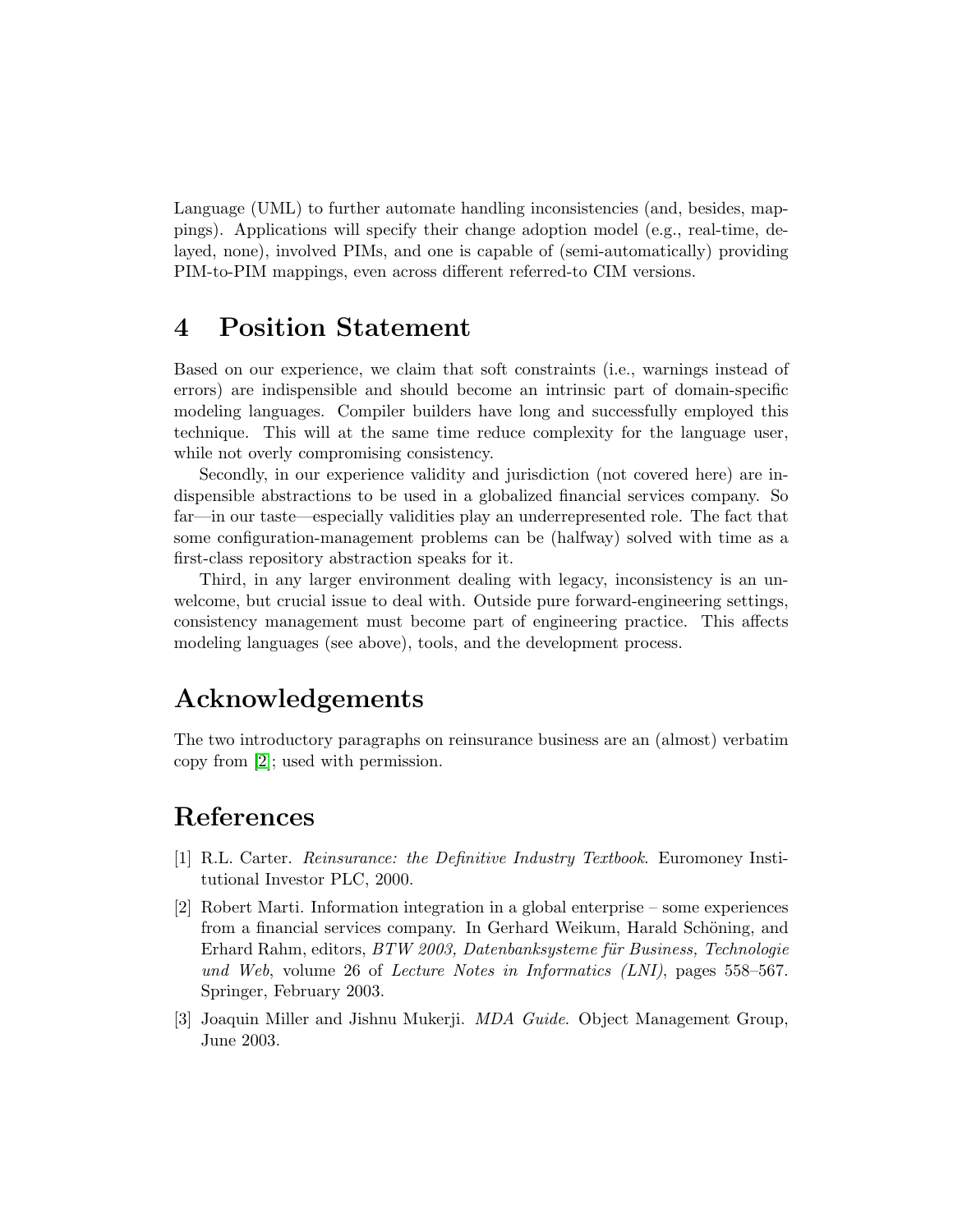Language (UML) to further automate handling inconsistencies (and, besides, mappings). Applications will specify their change adoption model (e.g., real-time, delayed, none), involved PIMs, and one is capable of (semi-automatically) providing PIM-to-PIM mappings, even across different referred-to CIM versions.

# 4 Position Statement

Based on our experience, we claim that soft constraints (i.e., warnings instead of errors) are indispensible and should become an intrinsic part of domain-specific modeling languages. Compiler builders have long and successfully employed this technique. This will at the same time reduce complexity for the language user, while not overly compromising consistency.

Secondly, in our experience validity and jurisdiction (not covered here) are indispensible abstractions to be used in a globalized financial services company. So far—in our taste—especially validities play an underrepresented role. The fact that some configuration-management problems can be (halfway) solved with time as a first-class repository abstraction speaks for it.

Third, in any larger environment dealing with legacy, inconsistency is an unwelcome, but crucial issue to deal with. Outside pure forward-engineering settings, consistency management must become part of engineering practice. This affects modeling languages (see above), tools, and the development process.

# Acknowledgements

The two introductory paragraphs on reinsurance business are an (almost) verbatim copy from [2]; used with permission.

# References

[1] R.L. Carter. *Reinsurance: the Definitive Industry Textbook*. Euromoney Institutional Investor PLC, 2000.

[2] Robert Marti. Information integration in a global enterprise – some experiences from a financial services company. In Gerhard Weikum, Harald Schöning, and Erhard Rahm, editors, *BTW 2003, Datenbanksysteme für Business, Technologie und Web*, volume 26 of *Lecture Notes in Informatics (LNI)*, pages 558–567. Springer, February 2003.

[3] Joaquin Miller and Jishnu Mukerji. *MDA Guide*. Object Management Group, June 2003.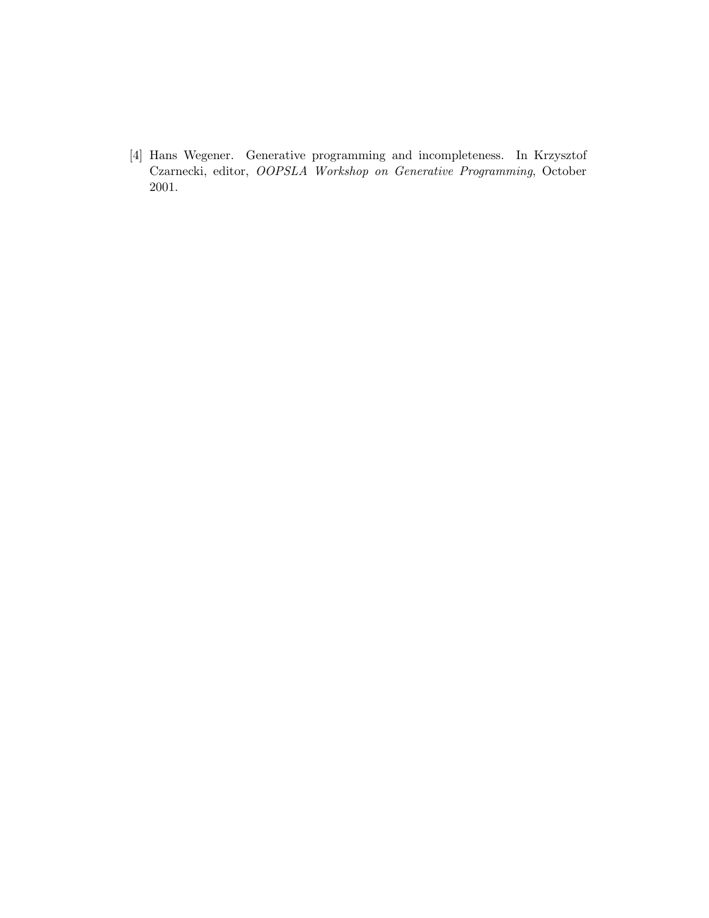[4] Hans Wegener. Generative programming and incompleteness. In Krzysztof Czarnecki, editor, *OOPSLA Workshop on Generative Programming*, October 2001.